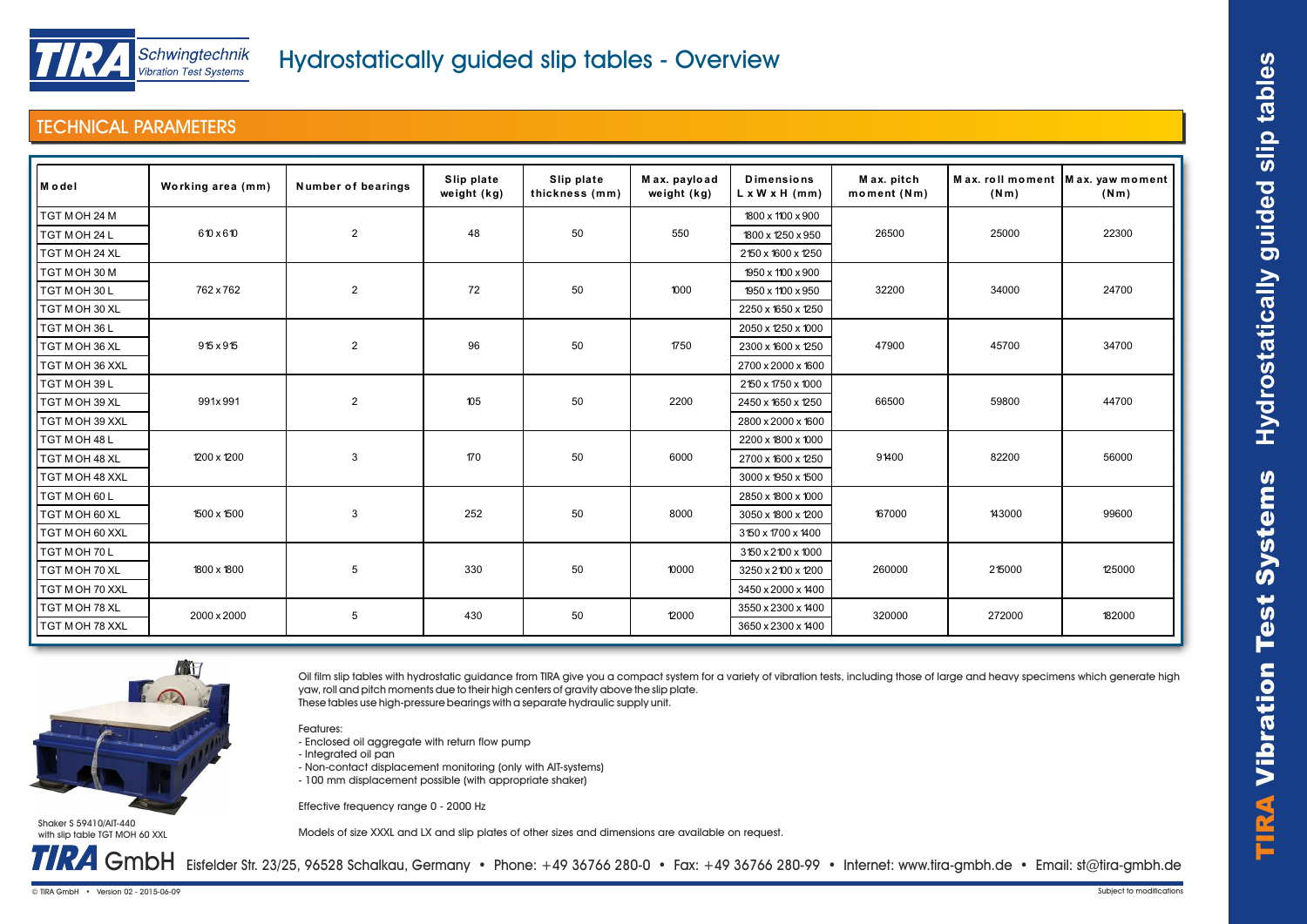# Hydrostatically guided slip tables - Overview

## TECHNICAL PARAMETERS

| Model | Working area (mm) | Number of bearings | Slip plate weight (kg) | Slip plate thickness (mm) | Max. payload weight (kg) | Dimensions L x W x H (mm) | Max. pitch moment (Nm) | Max. roll moment (Nm) | Max. yaw moment (Nm) |
|---|---|---|---|---|---|---|---|---|---|
| TGT MOH 24 M | 610 x 610 | 2 | 48 | 50 | 550 | 1800 x 1100 x 900 | 26500 | 25000 | 22300 |
| TGT MOH 24 L | | | | | | 1800 x 1250 x 950 | | | |
| TGT MOH 24 XL | | | | | | 2150 x 1600 x 1250 | | | |
| TGT MOH 30 M | 762 x 762 | 2 | 72 | 50 | 1000 | 1950 x 1100 x 900 | 32200 | 34000 | 24700 |
| TGT MOH 30 L | | | | | | 1950 x 1100 x 950 | | | |
| TGT MOH 30 XL | | | | | | 2250 x 1650 x 1250 | | | |
| TGT MOH 36 L | 915 x 915 | 2 | 96 | 50 | 1750 | 2050 x 1250 x 1000 | 47900 | 45700 | 34700 |
| TGT MOH 36 XL | | | | | | 2300 x 1600 x 1250 | | | |
| TGT MOH 36 XXL | | | | | | 2700 x 2000 x 1600 | | | |
| TGT MOH 39 L | 991x991 | 2 | 105 | 50 | 2200 | 2150 x 1750 x 1000 | 66500 | 59800 | 44700 |
| TGT MOH 39 XL | | | | | | 2450 x 1650 x 1250 | | | |
| TGT MOH 39 XXL | | | | | | 2800 x 2000 x 1600 | | | |
| TGT MOH 48 L | 1200 x 1200 | 3 | 170 | 50 | 6000 | 2200 x 1800 x 1000 | 91400 | 82200 | 56000 |
| TGT MOH 48 XL | | | | | | 2700 x 1600 x 1250 | | | |
| TGT MOH 48 XXL | | | | | | 3000 x 1950 x 1500 | | | |
| TGT MOH 60 L | 1500 x 1500 | 3 | 252 | 50 | 8000 | 2850 x 1800 x 1000 | 167000 | 143000 | 99600 |
| TGT MOH 60 XL | | | | | | 3050 x 1800 x 1200 | | | |
| TGT MOH 60 XXL | | | | | | 3150 x 1700 x 1400 | | | |
| TGT MOH 70 L | 1800 x 1800 | 5 | 330 | 50 | 10000 | 3150 x 2100 x 1000 | 260000 | 215000 | 125000 |
| TGT MOH 70 XL | | | | | | 3250 x 2100 x 1200 | | | |
| TGT MOH 70 XXL | | | | | | 3450 x 2000 x 1400 | | | |
| TGT MOH 78 XL | 2000 x 2000 | 5 | 430 | 50 | 12000 | 3550 x 2300 x 1400 | 320000 | 272000 | 182000 |
| TGT MOH 78 XXL | | | | | | 3650 x 2300 x 1400 | | | |

Shaker S 59410/AIT-440 with slip table TGT MOH 60 XXL

Oil film slip tables with hydrostatic guidance from TIRA give you a compact system for a variety of vibration tests, including those of large and heavy specimens which generate high yaw, roll and pitch moments due to their high centers of gravity above the slip plate.
These tables use high-pressure bearings with a separate hydraulic supply unit.

Features:
- Enclosed oil aggregate with return flow pump
- Integrated oil pan
- Non-contact displacement monitoring (only with AIT-systems)
- 100 mm displacement possible (with appropriate shaker)

Effective frequency range 0 - 2000 Hz

Models of size XXXL and LX and slip plates of other sizes and dimensions are available on request.

TIRA GmbH Eisfelder Str. 23/25, 96528 Schalkau, Germany • Phone: +49 36766 280-0 • Fax: +49 36766 280-99 • Internet: www.tira-gmbh.de • Email: st@tira-gmbh.de

© TIRA GmbH • Version 02 - 2015-06-09

Subject to modifications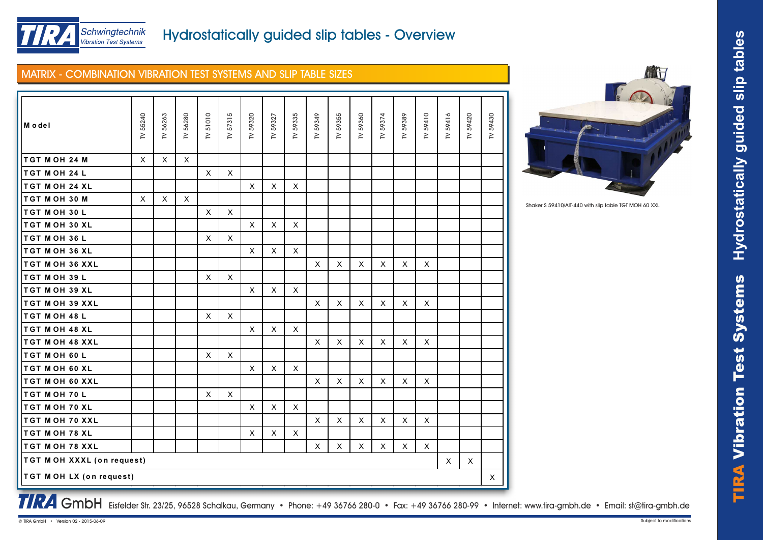# Hydrostatically guided slip tables - Overview

## MATRIX - COMBINATION VIBRATION TEST SYSTEMS AND SLIP TABLE SIZES

| Model | TV 55240 | TV 56263 | TV 56280 | TV 51010 | TV 57315 | TV 59320 | TV 59327 | TV 59335 | TV 59349 | TV 59355 | TV 59360 | TV 59374 | TV 59389 | TV 59410 | TV 59416 | TV 59420 | TV 59430 |
|---|---|---|---|---|---|---|---|---|---|---|---|---|---|---|---|---|---|
| TGT MOH 24 M | X | X | X | | | | | | | | | | | | | | |
| TGT MOH 24 L | | | | X | X | | | | | | | | | | | | |
| TGT MOH 24 XL | | | | | | X | X | X | | | | | | | | | |
| TGT MOH 30 M | X | X | X | | | | | | | | | | | | | | |
| TGT MOH 30 L | | | | X | X | | | | | | | | | | | | |
| TGT MOH 30 XL | | | | | | X | X | X | | | | | | | | | |
| TGT MOH 36 L | | | | X | X | | | | | | | | | | | | |
| TGT MOH 36 XL | | | | | | X | X | X | | | | | | | | | |
| TGT MOH 36 XXL | | | | | | | | | X | X | X | X | X | X | | | |
| TGT MOH 39 L | | | | X | X | | | | | | | | | | | | |
| TGT MOH 39 XL | | | | | | X | X | X | | | | | | | | | |
| TGT MOH 39 XXL | | | | | | | | | X | X | X | X | X | X | | | |
| TGT MOH 48 L | | | | X | X | | | | | | | | | | | | |
| TGT MOH 48 XL | | | | | | X | X | X | | | | | | | | | |
| TGT MOH 48 XXL | | | | | | | | | X | X | X | X | X | X | | | |
| TGT MOH 60 L | | | | X | X | | | | | | | | | | | | |
| TGT MOH 60 XL | | | | | | X | X | X | | | | | | | | | |
| TGT MOH 60 XXL | | | | | | | | | X | X | X | X | X | X | | | |
| TGT MOH 70 L | | | | X | X | | | | | | | | | | | | |
| TGT MOH 70 XL | | | | | | X | X | X | | | | | | | | | |
| TGT MOH 70 XXL | | | | | | | | | X | X | X | X | X | X | | | |
| TGT MOH 78 XL | | | | | | X | X | X | | | | | | | | | |
| TGT MOH 78 XXL | | | | | | | | | X | X | X | X | X | X | | | |
| TGT MOH XXXL (on request) | | | | | | | | | | | | | | | X | X | |
| TGT MOH LX (on request) | | | | | | | | | | | | | | | | | X |

Shaker S 59410/AIT-440 with slip table TGT MOH 60 XXL

**TIRA GmbH** Eisfelder Str. 23/25, 96528 Schalkau, Germany • Phone: +49 36766 280-0 • Fax: +49 36766 280-99 • Internet: www.tira-gmbh.de • Email: st@tira-gmbh.de

© TIRA GmbH • Version 02 - 2015-06-09

Subject to modifications